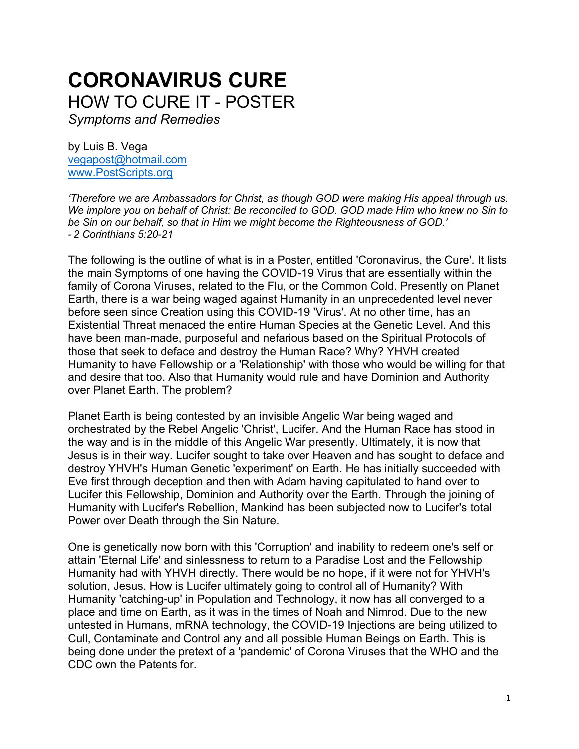# CORONAVIRUS CURE

## HOW TO CURE IT - POSTER

*Symptoms and Remedies*

by Luis B. Vega
vegapost@hotmail.com
www.PostScripts.org

*'Therefore we are Ambassadors for Christ, as though GOD were making His appeal through us. We implore you on behalf of Christ: Be reconciled to GOD. GOD made Him who knew no Sin to be Sin on our behalf, so that in Him we might become the Righteousness of GOD.'*
*- 2 Corinthians 5:20-21*

The following is the outline of what is in a Poster, entitled 'Coronavirus, the Cure'. It lists the main Symptoms of one having the COVID-19 Virus that are essentially within the family of Corona Viruses, related to the Flu, or the Common Cold. Presently on Planet Earth, there is a war being waged against Humanity in an unprecedented level never before seen since Creation using this COVID-19 'Virus'. At no other time, has an Existential Threat menaced the entire Human Species at the Genetic Level. And this have been man-made, purposeful and nefarious based on the Spiritual Protocols of those that seek to deface and destroy the Human Race? Why? YHVH created Humanity to have Fellowship or a 'Relationship' with those who would be willing for that and desire that too. Also that Humanity would rule and have Dominion and Authority over Planet Earth. The problem?

Planet Earth is being contested by an invisible Angelic War being waged and orchestrated by the Rebel Angelic 'Christ', Lucifer. And the Human Race has stood in the way and is in the middle of this Angelic War presently. Ultimately, it is now that Jesus is in their way. Lucifer sought to take over Heaven and has sought to deface and destroy YHVH's Human Genetic 'experiment' on Earth. He has initially succeeded with Eve first through deception and then with Adam having capitulated to hand over to Lucifer this Fellowship, Dominion and Authority over the Earth. Through the joining of Humanity with Lucifer's Rebellion, Mankind has been subjected now to Lucifer's total Power over Death through the Sin Nature.

One is genetically now born with this 'Corruption' and inability to redeem one's self or attain 'Eternal Life' and sinlessness to return to a Paradise Lost and the Fellowship Humanity had with YHVH directly. There would be no hope, if it were not for YHVH's solution, Jesus. How is Lucifer ultimately going to control all of Humanity? With Humanity 'catching-up' in Population and Technology, it now has all converged to a place and time on Earth, as it was in the times of Noah and Nimrod. Due to the new untested in Humans, mRNA technology, the COVID-19 Injections are being utilized to Cull, Contaminate and Control any and all possible Human Beings on Earth. This is being done under the pretext of a 'pandemic' of Corona Viruses that the WHO and the CDC own the Patents for.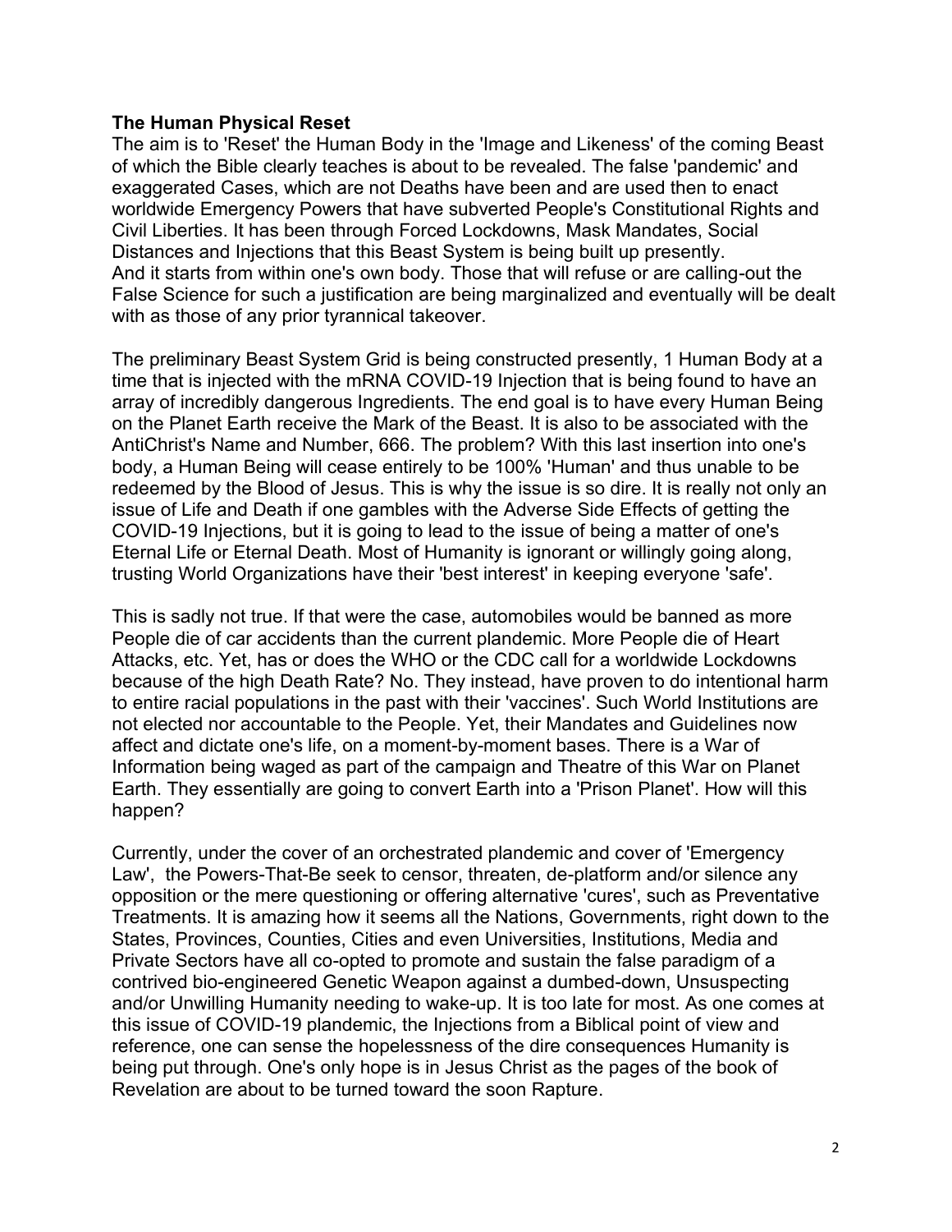**The Human Physical Reset**

The aim is to 'Reset' the Human Body in the 'Image and Likeness' of the coming Beast of which the Bible clearly teaches is about to be revealed. The false 'pandemic' and exaggerated Cases, which are not Deaths have been and are used then to enact worldwide Emergency Powers that have subverted People's Constitutional Rights and Civil Liberties. It has been through Forced Lockdowns, Mask Mandates, Social Distances and Injections that this Beast System is being built up presently. And it starts from within one's own body. Those that will refuse or are calling-out the False Science for such a justification are being marginalized and eventually will be dealt with as those of any prior tyrannical takeover.

The preliminary Beast System Grid is being constructed presently, 1 Human Body at a time that is injected with the mRNA COVID-19 Injection that is being found to have an array of incredibly dangerous Ingredients. The end goal is to have every Human Being on the Planet Earth receive the Mark of the Beast. It is also to be associated with the AntiChrist's Name and Number, 666. The problem? With this last insertion into one's body, a Human Being will cease entirely to be 100% 'Human' and thus unable to be redeemed by the Blood of Jesus. This is why the issue is so dire. It is really not only an issue of Life and Death if one gambles with the Adverse Side Effects of getting the COVID-19 Injections, but it is going to lead to the issue of being a matter of one's Eternal Life or Eternal Death. Most of Humanity is ignorant or willingly going along, trusting World Organizations have their 'best interest' in keeping everyone 'safe'.

This is sadly not true. If that were the case, automobiles would be banned as more People die of car accidents than the current plandemic. More People die of Heart Attacks, etc. Yet, has or does the WHO or the CDC call for a worldwide Lockdowns because of the high Death Rate? No. They instead, have proven to do intentional harm to entire racial populations in the past with their 'vaccines'. Such World Institutions are not elected nor accountable to the People. Yet, their Mandates and Guidelines now affect and dictate one's life, on a moment-by-moment bases. There is a War of Information being waged as part of the campaign and Theatre of this War on Planet Earth. They essentially are going to convert Earth into a 'Prison Planet'. How will this happen?

Currently, under the cover of an orchestrated plandemic and cover of 'Emergency Law', the Powers-That-Be seek to censor, threaten, de-platform and/or silence any opposition or the mere questioning or offering alternative 'cures', such as Preventative Treatments. It is amazing how it seems all the Nations, Governments, right down to the States, Provinces, Counties, Cities and even Universities, Institutions, Media and Private Sectors have all co-opted to promote and sustain the false paradigm of a contrived bio-engineered Genetic Weapon against a dumbed-down, Unsuspecting and/or Unwilling Humanity needing to wake-up. It is too late for most. As one comes at this issue of COVID-19 plandemic, the Injections from a Biblical point of view and reference, one can sense the hopelessness of the dire consequences Humanity is being put through. One's only hope is in Jesus Christ as the pages of the book of Revelation are about to be turned toward the soon Rapture.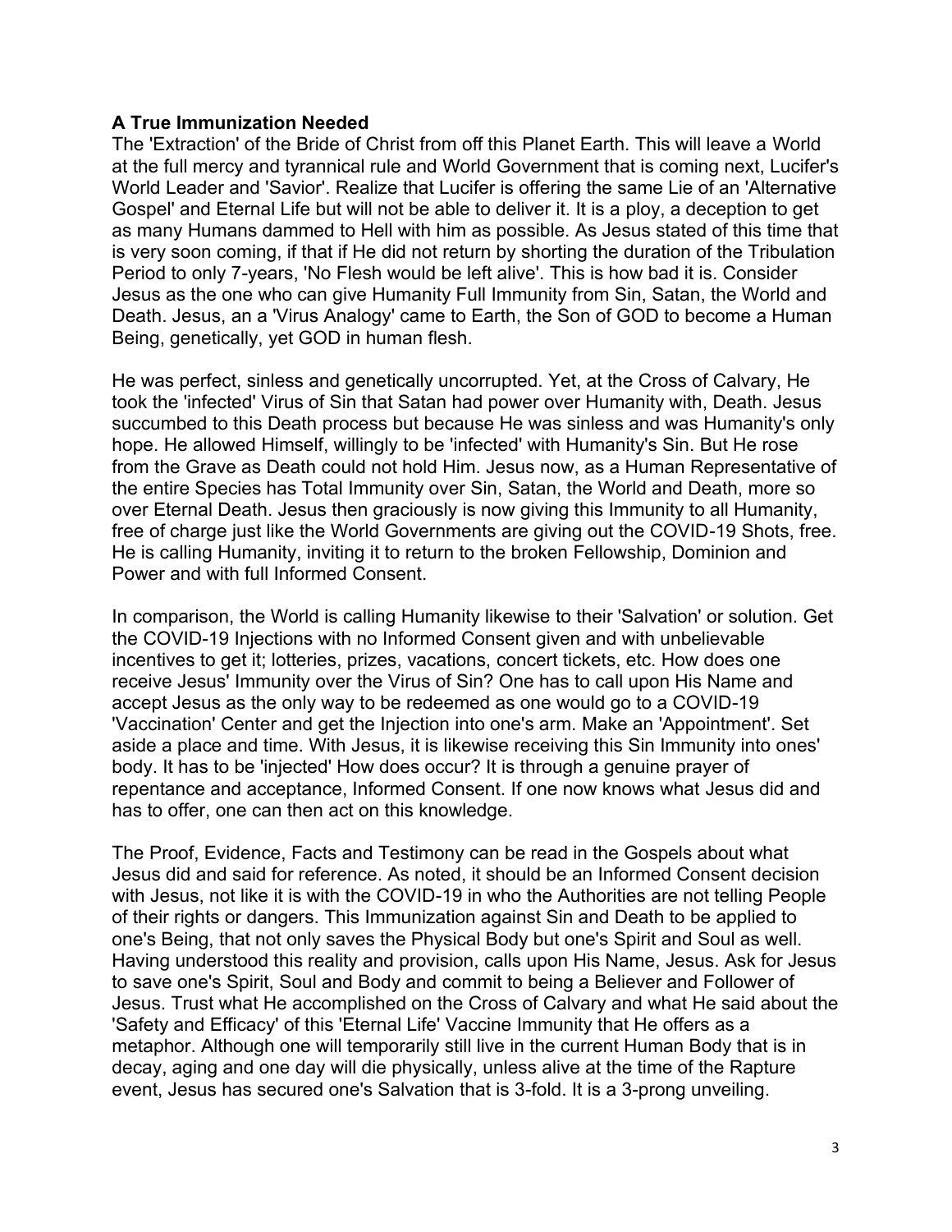**A True Immunization Needed**

The 'Extraction' of the Bride of Christ from off this Planet Earth. This will leave a World at the full mercy and tyrannical rule and World Government that is coming next, Lucifer's World Leader and 'Savior'. Realize that Lucifer is offering the same Lie of an 'Alternative Gospel' and Eternal Life but will not be able to deliver it. It is a ploy, a deception to get as many Humans dammed to Hell with him as possible. As Jesus stated of this time that is very soon coming, if that if He did not return by shorting the duration of the Tribulation Period to only 7-years, 'No Flesh would be left alive'. This is how bad it is. Consider Jesus as the one who can give Humanity Full Immunity from Sin, Satan, the World and Death. Jesus, an a 'Virus Analogy' came to Earth, the Son of GOD to become a Human Being, genetically, yet GOD in human flesh.

He was perfect, sinless and genetically uncorrupted. Yet, at the Cross of Calvary, He took the 'infected' Virus of Sin that Satan had power over Humanity with, Death. Jesus succumbed to this Death process but because He was sinless and was Humanity's only hope. He allowed Himself, willingly to be 'infected' with Humanity's Sin. But He rose from the Grave as Death could not hold Him. Jesus now, as a Human Representative of the entire Species has Total Immunity over Sin, Satan, the World and Death, more so over Eternal Death. Jesus then graciously is now giving this Immunity to all Humanity, free of charge just like the World Governments are giving out the COVID-19 Shots, free. He is calling Humanity, inviting it to return to the broken Fellowship, Dominion and Power and with full Informed Consent.

In comparison, the World is calling Humanity likewise to their 'Salvation' or solution. Get the COVID-19 Injections with no Informed Consent given and with unbelievable incentives to get it; lotteries, prizes, vacations, concert tickets, etc. How does one receive Jesus' Immunity over the Virus of Sin? One has to call upon His Name and accept Jesus as the only way to be redeemed as one would go to a COVID-19 'Vaccination' Center and get the Injection into one's arm. Make an 'Appointment'. Set aside a place and time. With Jesus, it is likewise receiving this Sin Immunity into ones' body. It has to be 'injected' How does occur? It is through a genuine prayer of repentance and acceptance, Informed Consent. If one now knows what Jesus did and has to offer, one can then act on this knowledge.

The Proof, Evidence, Facts and Testimony can be read in the Gospels about what Jesus did and said for reference. As noted, it should be an Informed Consent decision with Jesus, not like it is with the COVID-19 in who the Authorities are not telling People of their rights or dangers. This Immunization against Sin and Death to be applied to one's Being, that not only saves the Physical Body but one's Spirit and Soul as well. Having understood this reality and provision, calls upon His Name, Jesus. Ask for Jesus to save one's Spirit, Soul and Body and commit to being a Believer and Follower of Jesus. Trust what He accomplished on the Cross of Calvary and what He said about the 'Safety and Efficacy' of this 'Eternal Life' Vaccine Immunity that He offers as a metaphor. Although one will temporarily still live in the current Human Body that is in decay, aging and one day will die physically, unless alive at the time of the Rapture event, Jesus has secured one's Salvation that is 3-fold. It is a 3-prong unveiling.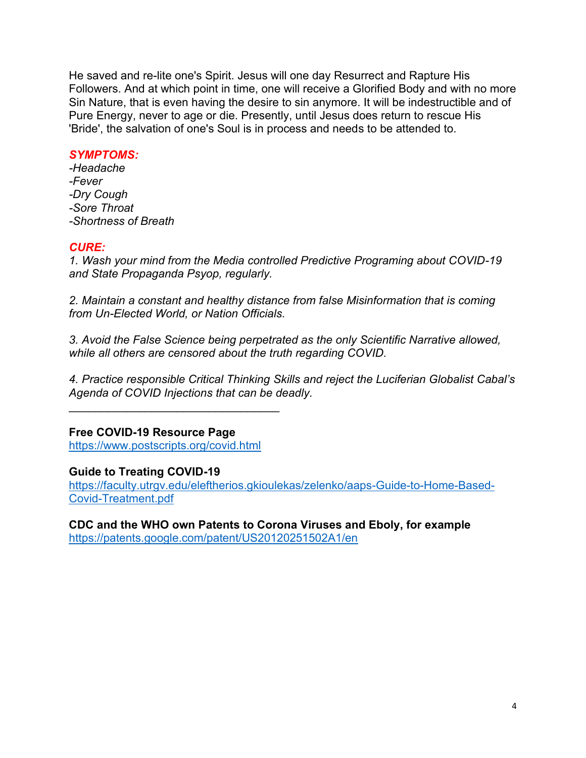He saved and re-lite one's Spirit. Jesus will one day Resurrect and Rapture His Followers. And at which point in time, one will receive a Glorified Body and with no more Sin Nature, that is even having the desire to sin anymore. It will be indestructible and of Pure Energy, never to age or die. Presently, until Jesus does return to rescue His 'Bride', the salvation of one's Soul is in process and needs to be attended to.

***SYMPTOMS:***

*-Headache*
*-Fever*
*-Dry Cough*
*-Sore Throat*
*-Shortness of Breath*

***CURE:***

*1. Wash your mind from the Media controlled Predictive Programing about COVID-19 and State Propaganda Psyop, regularly.*

*2. Maintain a constant and healthy distance from false Misinformation that is coming from Un-Elected World, or Nation Officials.*

*3. Avoid the False Science being perpetrated as the only Scientific Narrative allowed, while all others are censored about the truth regarding COVID.*

*4. Practice responsible Critical Thinking Skills and reject the Luciferian Globalist Cabal's Agenda of COVID Injections that can be deadly.*

---

**Free COVID-19 Resource Page**
https://www.postscripts.org/covid.html

**Guide to Treating COVID-19**
https://faculty.utrgv.edu/eleftherios.gkioulekas/zelenko/aaps-Guide-to-Home-Based-Covid-Treatment.pdf

**CDC and the WHO own Patents to Corona Viruses and Eboly, for example**
https://patents.google.com/patent/US20120251502A1/en